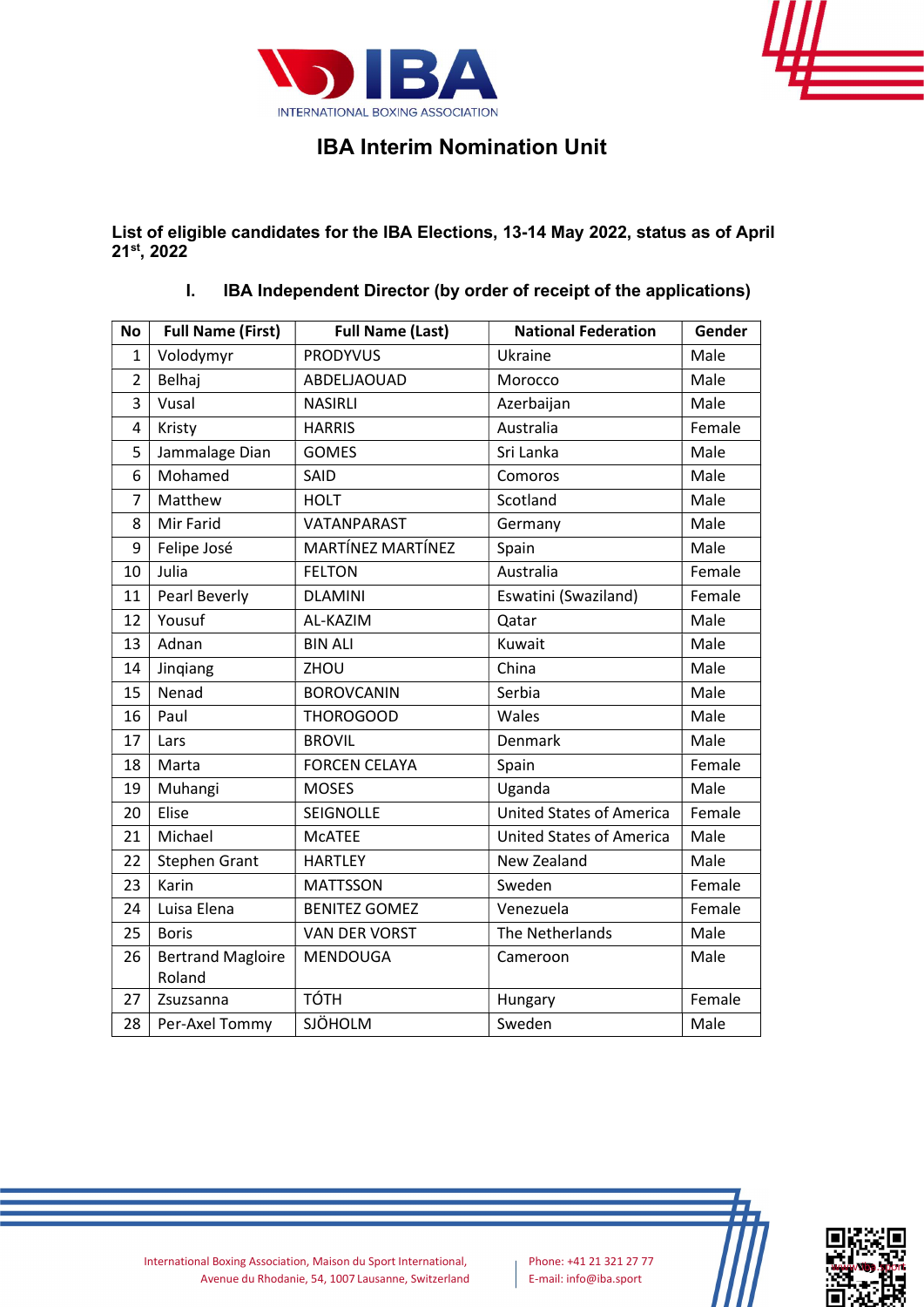# IBA Interim Nomination Unit

**List of eligible candidates for the IBA Elections, 13-14 May 2022, status as of April 21st, 2022**

## I. IBA Independent Director (by order of receipt of the applications)

| No | Full Name (First) | Full Name (Last) | National Federation | Gender |
|---|---|---|---|---|
| 1 | Volodymyr | PRODYVUS | Ukraine | Male |
| 2 | Belhaj | ABDELJAOUAD | Morocco | Male |
| 3 | Vusal | NASIRLI | Azerbaijan | Male |
| 4 | Kristy | HARRIS | Australia | Female |
| 5 | Jammalage Dian | GOMES | Sri Lanka | Male |
| 6 | Mohamed | SAID | Comoros | Male |
| 7 | Matthew | HOLT | Scotland | Male |
| 8 | Mir Farid | VATANPARAST | Germany | Male |
| 9 | Felipe José | MARTÍNEZ MARTÍNEZ | Spain | Male |
| 10 | Julia | FELTON | Australia | Female |
| 11 | Pearl Beverly | DLAMINI | Eswatini (Swaziland) | Female |
| 12 | Yousuf | AL-KAZIM | Qatar | Male |
| 13 | Adnan | BIN ALI | Kuwait | Male |
| 14 | Jinqiang | ZHOU | China | Male |
| 15 | Nenad | BOROVCANIN | Serbia | Male |
| 16 | Paul | THOROGOOD | Wales | Male |
| 17 | Lars | BROVIL | Denmark | Male |
| 18 | Marta | FORCEN CELAYA | Spain | Female |
| 19 | Muhangi | MOSES | Uganda | Male |
| 20 | Elise | SEIGNOLLE | United States of America | Female |
| 21 | Michael | McATEE | United States of America | Male |
| 22 | Stephen Grant | HARTLEY | New Zealand | Male |
| 23 | Karin | MATTSSON | Sweden | Female |
| 24 | Luisa Elena | BENITEZ GOMEZ | Venezuela | Female |
| 25 | Boris | VAN DER VORST | The Netherlands | Male |
| 26 | Bertrand Magloire Roland | MENDOUGA | Cameroon | Male |
| 27 | Zsuzsanna | TÓTH | Hungary | Female |
| 28 | Per-Axel Tommy | SJÖHOLM | Sweden | Male |

International Boxing Association, Maison du Sport International, Avenue du Rhodanie, 54, 1007 Lausanne, Switzerland

Phone: +41 21 321 27 77
E-mail: info@iba.sport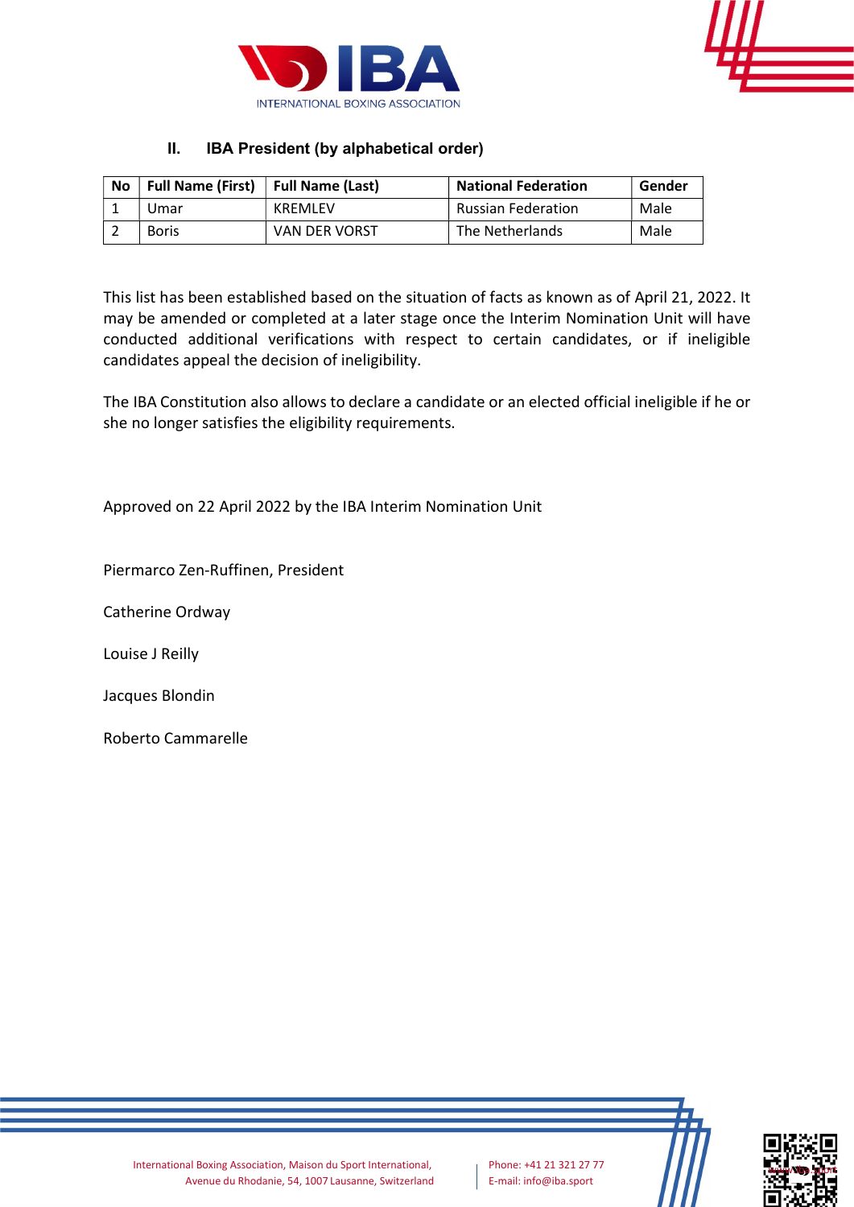## II. IBA President (by alphabetical order)

| No | Full Name (First) | Full Name (Last) | National Federation | Gender |
|---|---|---|---|---|
| 1 | Umar | KREMLEV | Russian Federation | Male |
| 2 | Boris | VAN DER VORST | The Netherlands | Male |

This list has been established based on the situation of facts as known as of April 21, 2022. It may be amended or completed at a later stage once the Interim Nomination Unit will have conducted additional verifications with respect to certain candidates, or if ineligible candidates appeal the decision of ineligibility.

The IBA Constitution also allows to declare a candidate or an elected official ineligible if he or she no longer satisfies the eligibility requirements.

Approved on 22 April 2022 by the IBA Interim Nomination Unit

Piermarco Zen-Ruffinen, President

Catherine Ordway

Louise J Reilly

Jacques Blondin

Roberto Cammarelle